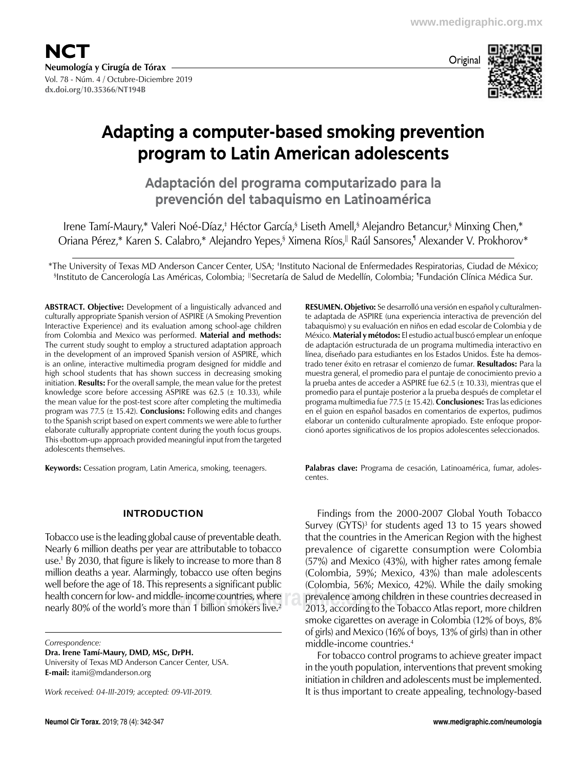Original

# Adapting a computer-based smoking prevention program to Latin American adolescents

## Adaptación del programa computarizado para la prevención del tabaquismo en Latinoamérica

Irene Tamí-Maury,* Valeri Noé-Díaz,‡ Héctor García,§ Liseth Amell,§ Alejandro Betancur,§ Minxing Chen,* Oriana Pérez,* Karen S. Calabro,* Alejandro Yepes,§ Ximena Ríos,|| Raúl Sansores,¶ Alexander V. Prokhorov*

*The University of Texas MD Anderson Cancer Center, USA; ‡Instituto Nacional de Enfermedades Respiratorias, Ciudad de México; §Instituto de Cancerología Las Américas, Colombia; ||Secretaría de Salud de Medellín, Colombia; ¶Fundación Clínica Médica Sur.

**ABSTRACT. Objective:** Development of a linguistically advanced and culturally appropriate Spanish version of ASPIRE (A Smoking Prevention Interactive Experience) and its evaluation among school-age children from Colombia and Mexico was performed. **Material and methods:** The current study sought to employ a structured adaptation approach in the development of an improved Spanish version of ASPIRE, which is an online, interactive multimedia program designed for middle and high school students that has shown success in decreasing smoking initiation. **Results:** For the overall sample, the mean value for the pretest knowledge score before accessing ASPIRE was 62.5 (± 10.33), while the mean value for the post-test score after completing the multimedia program was 77.5 (± 15.42). **Conclusions:** Following edits and changes to the Spanish script based on expert comments we were able to further elaborate culturally appropriate content during the youth focus groups. This «bottom-up» approach provided meaningful input from the targeted adolescents themselves.

**Keywords:** Cessation program, Latin America, smoking, teenagers.

**RESUMEN. Objetivo:** Se desarrolló una versión en español y culturalmente adaptada de ASPIRE (una experiencia interactiva de prevención del tabaquismo) y su evaluación en niños en edad escolar de Colombia y de México. **Material y métodos:** El estudio actual buscó emplear un enfoque de adaptación estructurada de un programa multimedia interactivo en línea, diseñado para estudiantes en los Estados Unidos. Éste ha demostrado tener éxito en retrasar el comienzo de fumar. **Resultados:** Para la muestra general, el promedio para el puntaje de conocimiento previo a la prueba antes de acceder a ASPIRE fue 62.5 (± 10.33), mientras que el promedio para el puntaje posterior a la prueba después de completar el programa multimedia fue 77.5 (± 15.42). **Conclusiones:** Tras las ediciones en el guion en español basados en comentarios de expertos, pudimos elaborar un contenido culturalmente apropiado. Este enfoque proporcionó aportes significativos de los propios adolescentes seleccionados.

**Palabras clave:** Programa de cesación, Latinoamérica, fumar, adolescentes.

## INTRODUCTION

Tobacco use is the leading global cause of preventable death. Nearly 6 million deaths per year are attributable to tobacco use.[1] By 2030, that figure is likely to increase to more than 8 million deaths a year. Alarmingly, tobacco use often begins well before the age of 18. This represents a significant public health concern for low- and middle-income countries, where nearly 80% of the world's more than 1 billion smokers live.[2]

Findings from the 2000-2007 Global Youth Tobacco Survey (GYTS)[3] for students aged 13 to 15 years showed that the countries in the American Region with the highest prevalence of cigarette consumption were Colombia (57%) and Mexico (43%), with higher rates among female (Colombia, 59%; Mexico, 43%) than male adolescents (Colombia, 56%; Mexico, 42%). While the daily smoking prevalence among children in these countries decreased in 2013, according to the Tobacco Atlas report, more children smoke cigarettes on average in Colombia (12% of boys, 8% of girls) and Mexico (16% of boys, 13% of girls) than in other middle-income countries.[4]

For tobacco control programs to achieve greater impact in the youth population, interventions that prevent smoking initiation in children and adolescents must be implemented. It is thus important to create appealing, technology-based

*Correspondence:*
**Dra. Irene Tamí-Maury, DMD, MSc, DrPH.**
University of Texas MD Anderson Cancer Center, USA.
**E-mail:** itami@mdanderson.org

*Work received: 04-III-2019; accepted: 09-VII-2019.*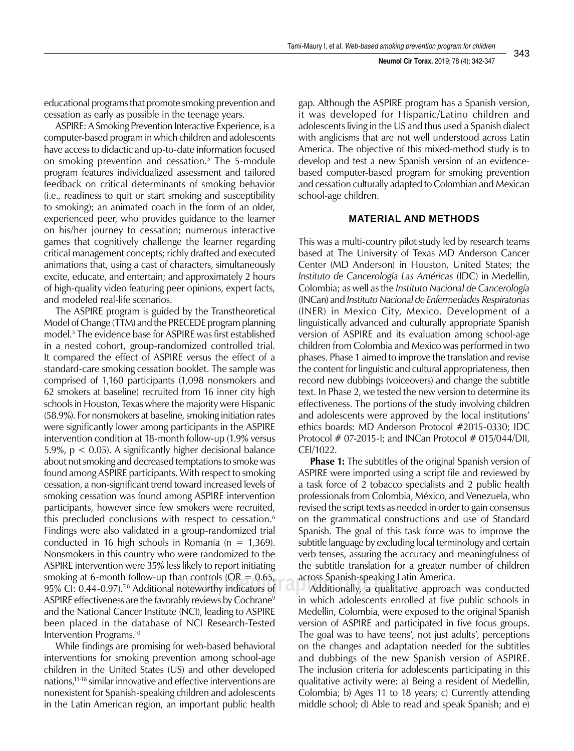educational programs that promote smoking prevention and cessation as early as possible in the teenage years.

ASPIRE: A Smoking Prevention Interactive Experience, is a computer-based program in which children and adolescents have access to didactic and up-to-date information focused on smoking prevention and cessation.[5] The 5-module program features individualized assessment and tailored feedback on critical determinants of smoking behavior (i.e., readiness to quit or start smoking and susceptibility to smoking); an animated coach in the form of an older, experienced peer, who provides guidance to the learner on his/her journey to cessation; numerous interactive games that cognitively challenge the learner regarding critical management concepts; richly drafted and executed animations that, using a cast of characters, simultaneously excite, educate, and entertain; and approximately 2 hours of high-quality video featuring peer opinions, expert facts, and modeled real-life scenarios.

The ASPIRE program is guided by the Transtheoretical Model of Change (TTM) and the PRECEDE program planning model.[5] The evidence base for ASPIRE was first established in a nested cohort, group-randomized controlled trial. It compared the effect of ASPIRE versus the effect of a standard-care smoking cessation booklet. The sample was comprised of 1,160 participants (1,098 nonsmokers and 62 smokers at baseline) recruited from 16 inner city high schools in Houston, Texas where the majority were Hispanic (58.9%). For nonsmokers at baseline, smoking initiation rates were significantly lower among participants in the ASPIRE intervention condition at 18-month follow-up (1.9% versus 5.9%, $p < 0.05$). A significantly higher decisional balance about not smoking and decreased temptations to smoke was found among ASPIRE participants. With respect to smoking cessation, a non-significant trend toward increased levels of smoking cessation was found among ASPIRE intervention participants, however since few smokers were recruited, this precluded conclusions with respect to cessation.[6] Findings were also validated in a group-randomized trial conducted in 16 high schools in Romania (n = 1,369). Nonsmokers in this country who were randomized to the ASPIRE intervention were 35% less likely to report initiating smoking at 6-month follow-up than controls (OR = 0.65, 95% CI: 0.44-0.97).[7,8] Additional noteworthy indicators of ASPIRE effectiveness are the favorably reviews by Cochrane[9] and the National Cancer Institute (NCI), leading to ASPIRE been placed in the database of NCI Research-Tested Intervention Programs.[10]

While findings are promising for web-based behavioral interventions for smoking prevention among school-age children in the United States (US) and other developed nations,[11-18] similar innovative and effective interventions are nonexistent for Spanish-speaking children and adolescents in the Latin American region, an important public health gap. Although the ASPIRE program has a Spanish version, it was developed for Hispanic/Latino children and adolescents living in the US and thus used a Spanish dialect with anglicisms that are not well understood across Latin America. The objective of this mixed-method study is to develop and test a new Spanish version of an evidence-based computer-based program for smoking prevention and cessation culturally adapted to Colombian and Mexican school-age children.

## MATERIAL AND METHODS

This was a multi-country pilot study led by research teams based at The University of Texas MD Anderson Cancer Center (MD Anderson) in Houston, United States; the *Instituto de Cancerología Las Américas* (IDC) in Medellin, Colombia; as well as the *Instituto Nacional de Cancerología* (INCan) and *Instituto Nacional de Enfermedades Respiratorias* (INER) in Mexico City, Mexico. Development of a linguistically advanced and culturally appropriate Spanish version of ASPIRE and its evaluation among school-age children from Colombia and Mexico was performed in two phases. Phase 1 aimed to improve the translation and revise the content for linguistic and cultural appropriateness, then record new dubbings (voiceovers) and change the subtitle text. In Phase 2, we tested the new version to determine its effectiveness. The portions of the study involving children and adolescents were approved by the local institutions' ethics boards: MD Anderson Protocol #2015-0330; IDC Protocol # 07-2015-I; and INCan Protocol # 015/044/DII, CEI/1022.

**Phase 1:** The subtitles of the original Spanish version of ASPIRE were imported using a script file and reviewed by a task force of 2 tobacco specialists and 2 public health professionals from Colombia, México, and Venezuela, who revised the script texts as needed in order to gain consensus on the grammatical constructions and use of Standard Spanish. The goal of this task force was to improve the subtitle language by excluding local terminology and certain verb tenses, assuring the accuracy and meaningfulness of the subtitle translation for a greater number of children across Spanish-speaking Latin America.

Additionally, a qualitative approach was conducted in which adolescents enrolled at five public schools in Medellin, Colombia, were exposed to the original Spanish version of ASPIRE and participated in five focus groups. The goal was to have teens', not just adults', perceptions on the changes and adaptation needed for the subtitles and dubbings of the new Spanish version of ASPIRE. The inclusion criteria for adolescents participating in this qualitative activity were: a) Being a resident of Medellin, Colombia; b) Ages 11 to 18 years; c) Currently attending middle school; d) Able to read and speak Spanish; and e)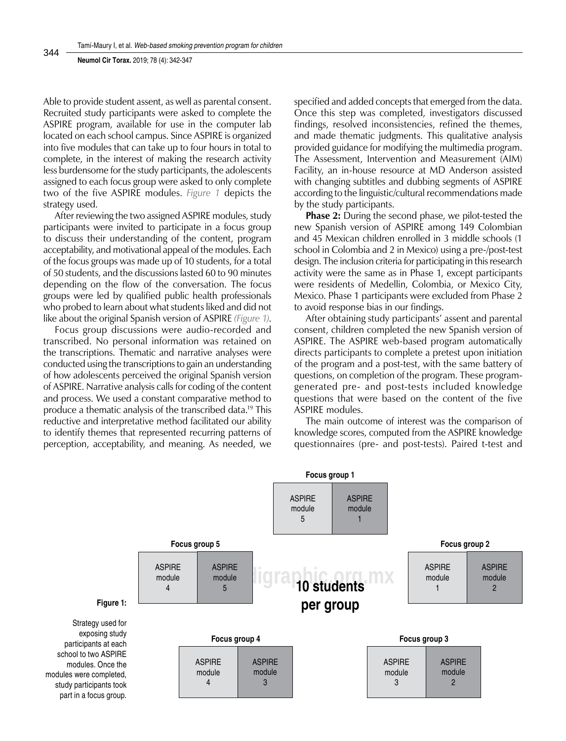Able to provide student assent, as well as parental consent. Recruited study participants were asked to complete the ASPIRE program, available for use in the computer lab located on each school campus. Since ASPIRE is organized into five modules that can take up to four hours in total to complete, in the interest of making the research activity less burdensome for the study participants, the adolescents assigned to each focus group were asked to only complete two of the five ASPIRE modules. *Figure 1* depicts the strategy used.

After reviewing the two assigned ASPIRE modules, study participants were invited to participate in a focus group to discuss their understanding of the content, program acceptability, and motivational appeal of the modules. Each of the focus groups was made up of 10 students, for a total of 50 students, and the discussions lasted 60 to 90 minutes depending on the flow of the conversation. The focus groups were led by qualified public health professionals who probed to learn about what students liked and did not like about the original Spanish version of ASPIRE *(Figure 1)*.

Focus group discussions were audio-recorded and transcribed. No personal information was retained on the transcriptions. Thematic and narrative analyses were conducted using the transcriptions to gain an understanding of how adolescents perceived the original Spanish version of ASPIRE. Narrative analysis calls for coding of the content and process. We used a constant comparative method to produce a thematic analysis of the transcribed data.[19] This reductive and interpretative method facilitated our ability to identify themes that represented recurring patterns of perception, acceptability, and meaning. As needed, we specified and added concepts that emerged from the data. Once this step was completed, investigators discussed findings, resolved inconsistencies, refined the themes, and made thematic judgments. This qualitative analysis provided guidance for modifying the multimedia program. The Assessment, Intervention and Measurement (AIM) Facility, an in-house resource at MD Anderson assisted with changing subtitles and dubbing segments of ASPIRE according to the linguistic/cultural recommendations made by the study participants.

**Phase 2:** During the second phase, we pilot-tested the new Spanish version of ASPIRE among 149 Colombian and 45 Mexican children enrolled in 3 middle schools (1 school in Colombia and 2 in Mexico) using a pre-/post-test design. The inclusion criteria for participating in this research activity were the same as in Phase 1, except participants were residents of Medellin, Colombia, or Mexico City, Mexico. Phase 1 participants were excluded from Phase 2 to avoid response bias in our findings.

After obtaining study participants' assent and parental consent, children completed the new Spanish version of ASPIRE. The ASPIRE web-based program automatically directs participants to complete a pretest upon initiation of the program and a post-test, with the same battery of questions, on completion of the program. These program-generated pre- and post-tests included knowledge questions that were based on the content of the five ASPIRE modules.

The main outcome of interest was the comparison of knowledge scores, computed from the ASPIRE knowledge questionnaires (pre- and post-tests). Paired t-test and

| Focus group | Modules |
|---|---|
| Focus group 1 | ASPIRE module 5, ASPIRE module 1 |
| Focus group 2 | ASPIRE module 1, ASPIRE module 2 |
| Focus group 3 | ASPIRE module 3, ASPIRE module 2 |
| Focus group 4 | ASPIRE module 4, ASPIRE module 3 |
| Focus group 5 | ASPIRE module 4, ASPIRE module 5 |

10 students per group

**Figure 1:** Strategy used for exposing study participants at each school to two ASPIRE modules. Once the modules were completed, study participants took part in a focus group.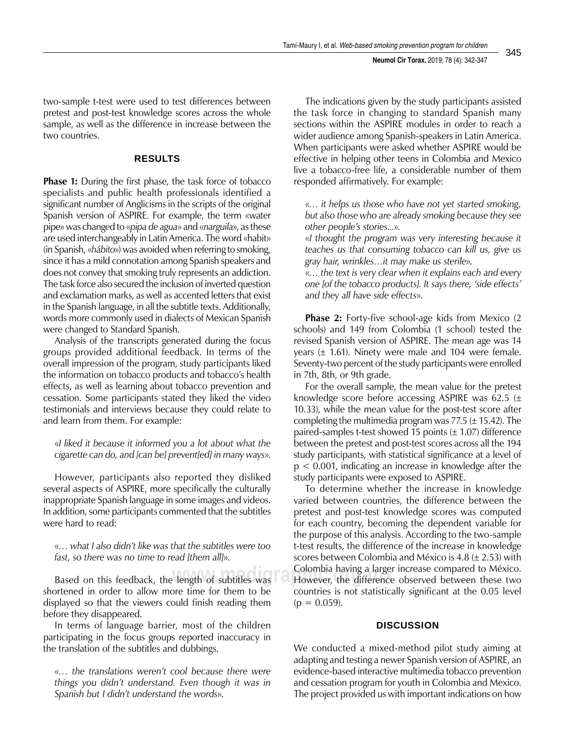two-sample t-test were used to test differences between pretest and post-test knowledge scores across the whole sample, as well as the difference in increase between the two countries.

## RESULTS

**Phase 1:** During the first phase, the task force of tobacco specialists and public health professionals identified a significant number of Anglicisms in the scripts of the original Spanish version of ASPIRE. For example, the term «water pipe» was changed to «*pipa de agua*» and «*narguila*», as these are used interchangeably in Latin America. The word «habit» (in Spanish, «*hábito*») was avoided when referring to smoking, since it has a mild connotation among Spanish speakers and does not convey that smoking truly represents an addiction. The task force also secured the inclusion of inverted question and exclamation marks, as well as accented letters that exist in the Spanish language, in all the subtitle texts. Additionally, words more commonly used in dialects of Mexican Spanish were changed to Standard Spanish.

Analysis of the transcripts generated during the focus groups provided additional feedback. In terms of the overall impression of the program, study participants liked the information on tobacco products and tobacco's health effects, as well as learning about tobacco prevention and cessation. Some participants stated they liked the video testimonials and interviews because they could relate to and learn from them. For example:

«*I liked it because it informed you a lot about what the cigarette can do, and [can be] prevent[ed] in many ways*».

However, participants also reported they disliked several aspects of ASPIRE, more specifically the culturally inappropriate Spanish language in some images and videos. In addition, some participants commented that the subtitles were hard to read:

«*… what I also didn't like was that the subtitles were too fast, so there was no time to read [them all]*».

Based on this feedback, the length of subtitles was shortened in order to allow more time for them to be displayed so that the viewers could finish reading them before they disappeared.

In terms of language barrier, most of the children participating in the focus groups reported inaccuracy in the translation of the subtitles and dubbings.

«*… the translations weren't cool because there were things you didn't understand. Even though it was in Spanish but I didn't understand the words*».

The indications given by the study participants assisted the task force in changing to standard Spanish many sections within the ASPIRE modules in order to reach a wider audience among Spanish-speakers in Latin America. When participants were asked whether ASPIRE would be effective in helping other teens in Colombia and Mexico live a tobacco-free life, a considerable number of them responded affirmatively. For example:

«*… it helps us those who have not yet started smoking, but also those who are already smoking because they see other people's stories...*».

«*I thought the program was very interesting because it teaches us that consuming tobacco can kill us, give us gray hair, wrinkles…it may make us sterile*».

«*… the text is very clear when it explains each and every one [of the tobacco products]. It says there, 'side effects' and they all have side effects*».

**Phase 2:** Forty-five school-age kids from Mexico (2 schools) and 149 from Colombia (1 school) tested the revised Spanish version of ASPIRE. The mean age was 14 years (± 1.61). Ninety were male and 104 were female. Seventy-two percent of the study participants were enrolled in 7th, 8th, or 9th grade.

For the overall sample, the mean value for the pretest knowledge score before accessing ASPIRE was 62.5 (± 10.33), while the mean value for the post-test score after completing the multimedia program was 77.5 (± 15.42). The paired-samples t-test showed 15 points (± 1.07) difference between the pretest and post-test scores across all the 194 study participants, with statistical significance at a level of $p < 0.001$, indicating an increase in knowledge after the study participants were exposed to ASPIRE.

To determine whether the increase in knowledge varied between countries, the difference between the pretest and post-test knowledge scores was computed for each country, becoming the dependent variable for the purpose of this analysis. According to the two-sample t-test results, the difference of the increase in knowledge scores between Colombia and México is 4.8 (± 2.53) with Colombia having a larger increase compared to México. However, the difference observed between these two countries is not statistically significant at the 0.05 level ($p = 0.059$).

## DISCUSSION

We conducted a mixed-method pilot study aiming at adapting and testing a newer Spanish version of ASPIRE, an evidence-based interactive multimedia tobacco prevention and cessation program for youth in Colombia and Mexico. The project provided us with important indications on how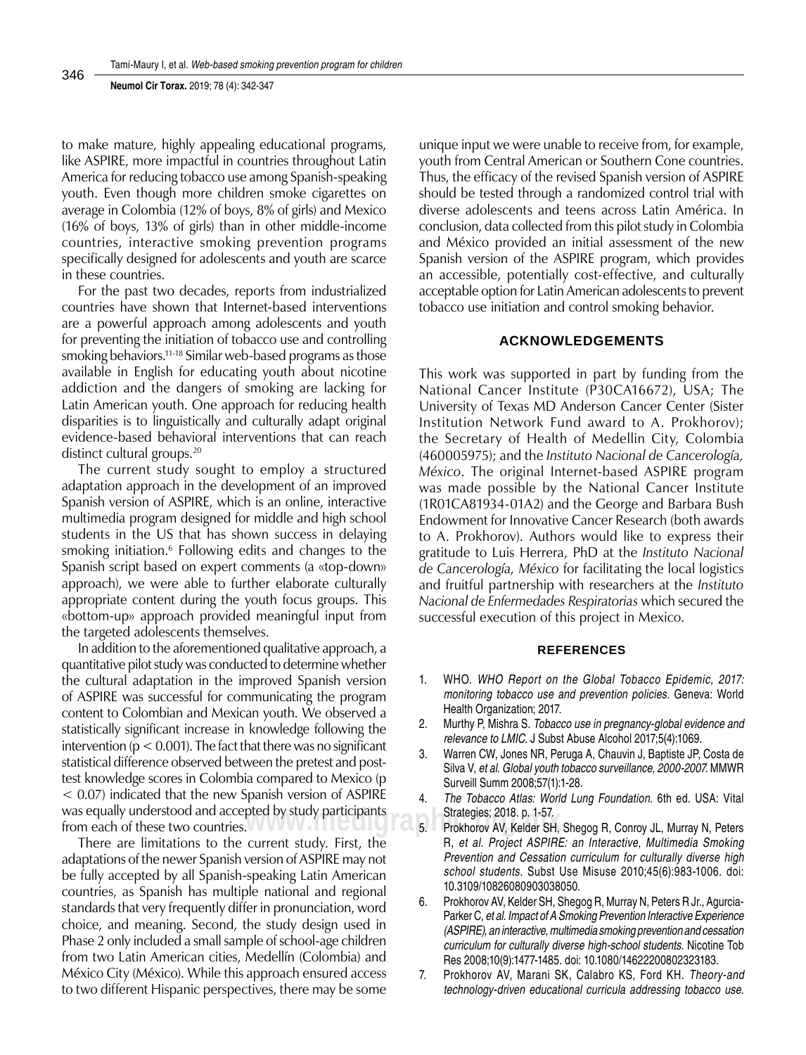to make mature, highly appealing educational programs, like ASPIRE, more impactful in countries throughout Latin America for reducing tobacco use among Spanish-speaking youth. Even though more children smoke cigarettes on average in Colombia (12% of boys, 8% of girls) and Mexico (16% of boys, 13% of girls) than in other middle-income countries, interactive smoking prevention programs specifically designed for adolescents and youth are scarce in these countries.

For the past two decades, reports from industrialized countries have shown that Internet-based interventions are a powerful approach among adolescents and youth for preventing the initiation of tobacco use and controlling smoking behaviors.[11-18] Similar web-based programs as those available in English for educating youth about nicotine addiction and the dangers of smoking are lacking for Latin American youth. One approach for reducing health disparities is to linguistically and culturally adapt original evidence-based behavioral interventions that can reach distinct cultural groups.[20]

The current study sought to employ a structured adaptation approach in the development of an improved Spanish version of ASPIRE, which is an online, interactive multimedia program designed for middle and high school students in the US that has shown success in delaying smoking initiation.[6] Following edits and changes to the Spanish script based on expert comments (a «top-down» approach), we were able to further elaborate culturally appropriate content during the youth focus groups. This «bottom-up» approach provided meaningful input from the targeted adolescents themselves.

In addition to the aforementioned qualitative approach, a quantitative pilot study was conducted to determine whether the cultural adaptation in the improved Spanish version of ASPIRE was successful for communicating the program content to Colombian and Mexican youth. We observed a statistically significant increase in knowledge following the intervention ($p < 0.001$). The fact that there was no significant statistical difference observed between the pretest and post-test knowledge scores in Colombia compared to Mexico ($p < 0.07$) indicated that the new Spanish version of ASPIRE was equally understood and accepted by study participants from each of these two countries.

There are limitations to the current study. First, the adaptations of the newer Spanish version of ASPIRE may not be fully accepted by all Spanish-speaking Latin American countries, as Spanish has multiple national and regional standards that very frequently differ in pronunciation, word choice, and meaning. Second, the study design used in Phase 2 only included a small sample of school-age children from two Latin American cities, Medellín (Colombia) and México City (México). While this approach ensured access to two different Hispanic perspectives, there may be some unique input we were unable to receive from, for example, youth from Central American or Southern Cone countries. Thus, the efficacy of the revised Spanish version of ASPIRE should be tested through a randomized control trial with diverse adolescents and teens across Latin América. In conclusion, data collected from this pilot study in Colombia and México provided an initial assessment of the new Spanish version of the ASPIRE program, which provides an accessible, potentially cost-effective, and culturally acceptable option for Latin American adolescents to prevent tobacco use initiation and control smoking behavior.

## ACKNOWLEDGEMENTS

This work was supported in part by funding from the National Cancer Institute (P30CA16672), USA; The University of Texas MD Anderson Cancer Center (Sister Institution Network Fund award to A. Prokhorov); the Secretary of Health of Medellin City, Colombia (460005975); and the *Instituto Nacional de Cancerología, México*. The original Internet-based ASPIRE program was made possible by the National Cancer Institute (1R01CA81934-01A2) and the George and Barbara Bush Endowment for Innovative Cancer Research (both awards to A. Prokhorov). Authors would like to express their gratitude to Luis Herrera, PhD at the *Instituto Nacional de Cancerología, México* for facilitating the local logistics and fruitful partnership with researchers at the *Instituto Nacional de Enfermedades Respiratorias* which secured the successful execution of this project in Mexico.

## REFERENCES

1. WHO. *WHO Report on the Global Tobacco Epidemic, 2017: monitoring tobacco use and prevention policies.* Geneva: World Health Organization; 2017.
2. Murthy P, Mishra S. *Tobacco use in pregnancy-global evidence and relevance to LMIC.* J Subst Abuse Alcohol 2017;5(4):1069.
3. Warren CW, Jones NR, Peruga A, Chauvin J, Baptiste JP, Costa de Silva V, *et al. Global youth tobacco surveillance, 2000-2007.* MMWR Surveill Summ 2008;57(1):1-28.
4. *The Tobacco Atlas: World Lung Foundation.* 6th ed. USA: Vital Strategies; 2018. p. 1-57.
5. Prokhorov AV, Kelder SH, Shegog R, Conroy JL, Murray N, Peters R, *et al. Project ASPIRE: an Interactive, Multimedia Smoking Prevention and Cessation curriculum for culturally diverse high school students.* Subst Use Misuse 2010;45(6):983-1006. doi: 10.3109/10826080903038050.
6. Prokhorov AV, Kelder SH, Shegog R, Murray N, Peters R Jr., Agurcia-Parker C, *et al. Impact of A Smoking Prevention Interactive Experience (ASPIRE), an interactive, multimedia smoking prevention and cessation curriculum for culturally diverse high-school students.* Nicotine Tob Res 2008;10(9):1477-1485. doi: 10.1080/14622200802323183.
7. Prokhorov AV, Marani SK, Calabro KS, Ford KH. *Theory-and technology-driven educational curricula addressing tobacco use.*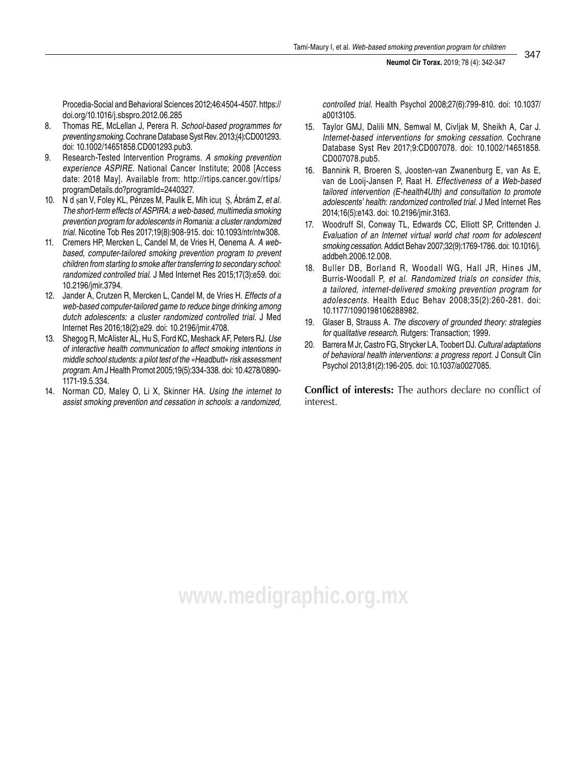Procedia-Social and Behavioral Sciences 2012;46:4504-4507. https://doi.org/10.1016/j.sbspro.2012.06.285

8. Thomas RE, McLellan J, Perera R. *School-based programmes for preventing smoking.* Cochrane Database Syst Rev. 2013;(4):CD001293. doi: 10.1002/14651858.CD001293.pub3.
9. Research-Tested Intervention Programs. *A smoking prevention experience ASPIRE*. National Cancer Institute; 2008 [Access date: 2018 May]. Available from: http://rtips.cancer.gov/rtips/programDetails.do?programId=2440327.
10. N d șan V, Foley KL, Pénzes M, Paulik E, Mih icuț Ș, Ábrám Z*, et al. The short-term effects of ASPIRA: a web-based, multimedia smoking prevention program for adolescents in Romania: a cluster randomized trial.* Nicotine Tob Res 2017;19(8):908-915. doi: 10.1093/ntr/ntw308.
11. Cremers HP, Mercken L, Candel M, de Vries H, Oenema A. *A web-based, computer-tailored smoking prevention program to prevent children from starting to smoke after transferring to secondary school: randomized controlled trial.* J Med Internet Res 2015;17(3):e59. doi: 10.2196/jmir.3794.
12. Jander A, Crutzen R, Mercken L, Candel M, de Vries H. *Effects of a web-based computer-tailored game to reduce binge drinking among dutch adolescents: a cluster randomized controlled trial.* J Med Internet Res 2016;18(2):e29. doi: 10.2196/jmir.4708.
13. Shegog R, McAlister AL, Hu S, Ford KC, Meshack AF, Peters RJ. *Use of interactive health communication to affect smoking intentions in middle school students: a pilot test of the «Headbutt» risk assessment program.* Am J Health Promot 2005;19(5):334-338. doi: 10.4278/0890-1171-19.5.334.
14. Norman CD, Maley O, Li X, Skinner HA. *Using the internet to assist smoking prevention and cessation in schools: a randomized, controlled trial.* Health Psychol 2008;27(6):799-810. doi: 10.1037/a0013105.
15. Taylor GMJ, Dalili MN, Semwal M, Civljak M, Sheikh A, Car J. *Internet-based interventions for smoking cessation.* Cochrane Database Syst Rev 2017;9:CD007078. doi: 10.1002/14651858.CD007078.pub5.
16. Bannink R, Broeren S, Joosten-van Zwanenburg E, van As E, van de Looij-Jansen P, Raat H. *Effectiveness of a Web-based tailored intervention (E-health4Uth) and consultation to promote adolescents' health: randomized controlled trial.* J Med Internet Res 2014;16(5):e143. doi: 10.2196/jmir.3163.
17. Woodruff SI, Conway TL, Edwards CC, Elliott SP, Crittenden J. *Evaluation of an Internet virtual world chat room for adolescent smoking cessation.* Addict Behav 2007;32(9):1769-1786. doi: 10.1016/j.addbeh.2006.12.008.
18. Buller DB, Borland R, Woodall WG, Hall JR, Hines JM, Burris-Woodall P, *et al. Randomized trials on consider this, a tailored, internet-delivered smoking prevention program for adolescents.* Health Educ Behav 2008;35(2):260-281. doi: 10.1177/1090198106288982.
19. Glaser B, Strauss A. *The discovery of grounded theory: strategies for qualitative research.* Rutgers: Transaction; 1999.
20. Barrera M Jr, Castro FG, Strycker LA, Toobert DJ. *Cultural adaptations of behavioral health interventions: a progress report.* J Consult Clin Psychol 2013;81(2):196-205. doi: 10.1037/a0027085.

**Conflict of interests:** The authors declare no conflict of interest.

www.medigraphic.org.mx